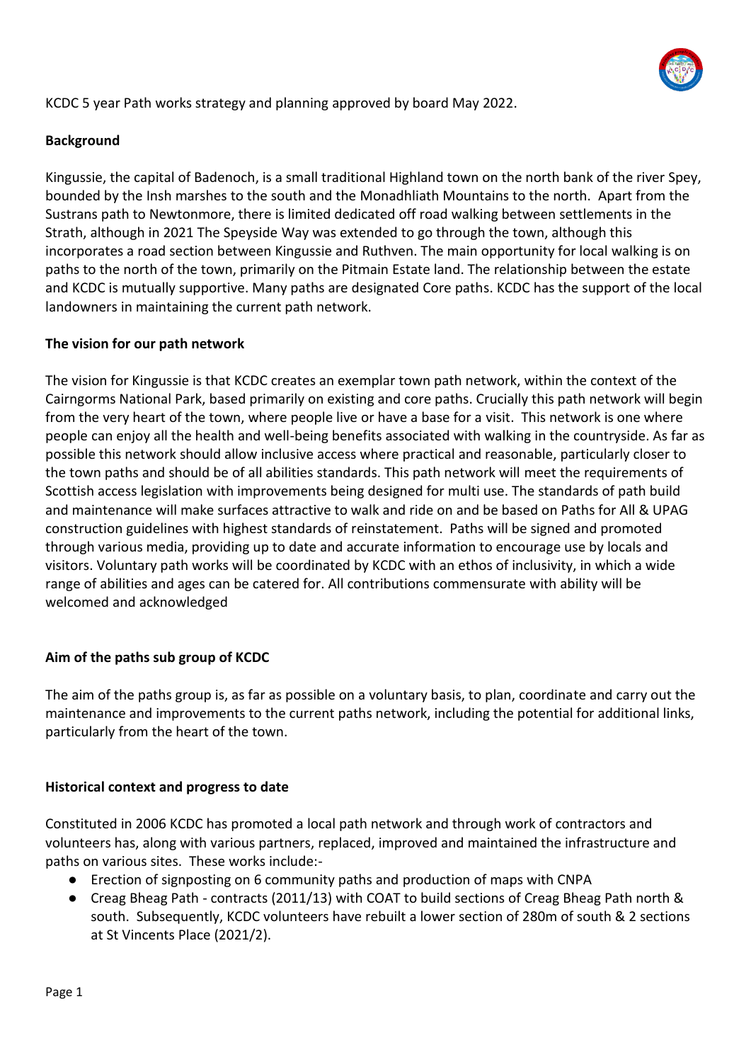KCDC 5 year Path works strategy and planning approved by board May 2022.

## Background

Kingussie, the capital of Badenoch, is a small traditional Highland town on the north bank of the river Spey, bounded by the Insh marshes to the south and the Monadhliath Mountains to the north. Apart from the Sustrans path to Newtonmore, there is limited dedicated off road walking between settlements in the Strath, although in 2021 The Speyside Way was extended to go through the town, although this incorporates a road section between Kingussie and Ruthven. The main opportunity for local walking is on paths to the north of the town, primarily on the Pitmain Estate land. The relationship between the estate and KCDC is mutually supportive. Many paths are designated Core paths. KCDC has the support of the local landowners in maintaining the current path network.

## The vision for our path network

The vision for Kingussie is that KCDC creates an exemplar town path network, within the context of the Cairngorms National Park, based primarily on existing and core paths. Crucially this path network will begin from the very heart of the town, where people live or have a base for a visit. This network is one where people can enjoy all the health and well-being benefits associated with walking in the countryside. As far as possible this network should allow inclusive access where practical and reasonable, particularly closer to the town paths and should be of all abilities standards. This path network will meet the requirements of Scottish access legislation with improvements being designed for multi use. The standards of path build and maintenance will make surfaces attractive to walk and ride on and be based on Paths for All & UPAG construction guidelines with highest standards of reinstatement. Paths will be signed and promoted through various media, providing up to date and accurate information to encourage use by locals and visitors. Voluntary path works will be coordinated by KCDC with an ethos of inclusivity, in which a wide range of abilities and ages can be catered for. All contributions commensurate with ability will be welcomed and acknowledged

## Aim of the paths sub group of KCDC

The aim of the paths group is, as far as possible on a voluntary basis, to plan, coordinate and carry out the maintenance and improvements to the current paths network, including the potential for additional links, particularly from the heart of the town.

## Historical context and progress to date

Constituted in 2006 KCDC has promoted a local path network and through work of contractors and volunteers has, along with various partners, replaced, improved and maintained the infrastructure and paths on various sites. These works include:-

- Erection of signposting on 6 community paths and production of maps with CNPA
- Creag Bheag Path - contracts (2011/13) with COAT to build sections of Creag Bheag Path north & south. Subsequently, KCDC volunteers have rebuilt a lower section of 280m of south & 2 sections at St Vincents Place (2021/2).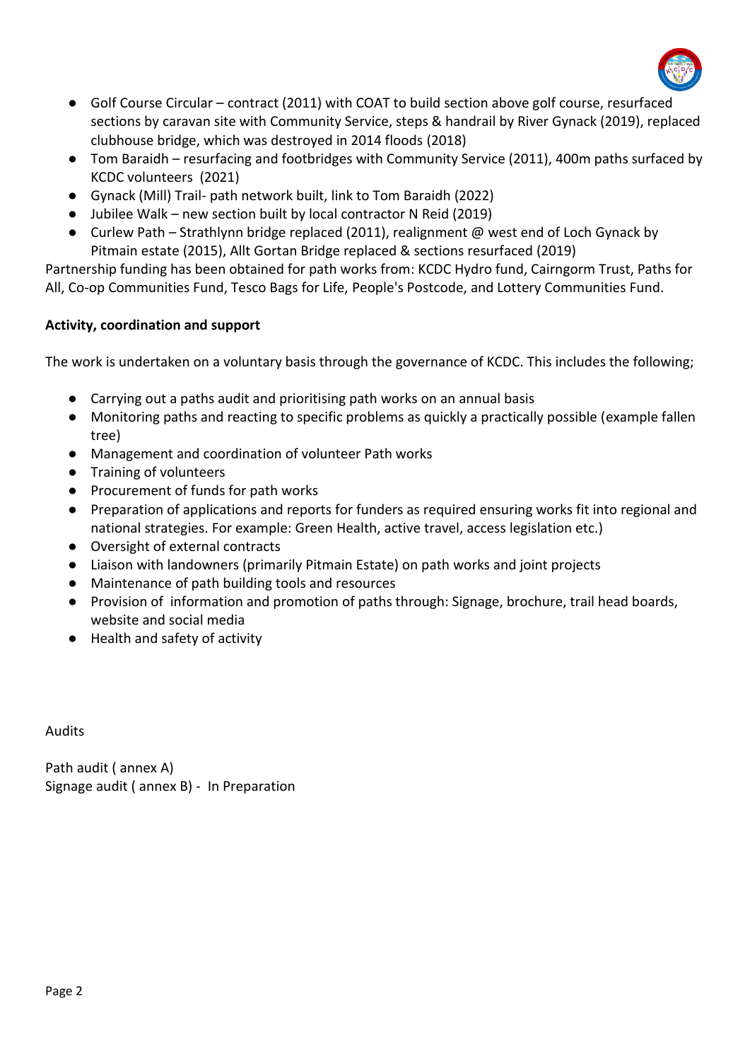- Golf Course Circular – contract (2011) with COAT to build section above golf course, resurfaced sections by caravan site with Community Service, steps & handrail by River Gynack (2019), replaced clubhouse bridge, which was destroyed in 2014 floods (2018)
- Tom Baraidh – resurfacing and footbridges with Community Service (2011), 400m paths surfaced by KCDC volunteers (2021)
- Gynack (Mill) Trail- path network built, link to Tom Baraidh (2022)
- Jubilee Walk – new section built by local contractor N Reid (2019)
- Curlew Path – Strathlynn bridge replaced (2011), realignment @ west end of Loch Gynack by Pitmain estate (2015), Allt Gortan Bridge replaced & sections resurfaced (2019)

Partnership funding has been obtained for path works from: KCDC Hydro fund, Cairngorm Trust, Paths for All, Co-op Communities Fund, Tesco Bags for Life, People's Postcode, and Lottery Communities Fund.

**Activity, coordination and support**

The work is undertaken on a voluntary basis through the governance of KCDC. This includes the following;

- Carrying out a paths audit and prioritising path works on an annual basis
- Monitoring paths and reacting to specific problems as quickly a practically possible (example fallen tree)
- Management and coordination of volunteer Path works
- Training of volunteers
- Procurement of funds for path works
- Preparation of applications and reports for funders as required ensuring works fit into regional and national strategies. For example: Green Health, active travel, access legislation etc.)
- Oversight of external contracts
- Liaison with landowners (primarily Pitmain Estate) on path works and joint projects
- Maintenance of path building tools and resources
- Provision of information and promotion of paths through: Signage, brochure, trail head boards, website and social media
- Health and safety of activity

Audits

Path audit ( annex A)
Signage audit ( annex B) - In Preparation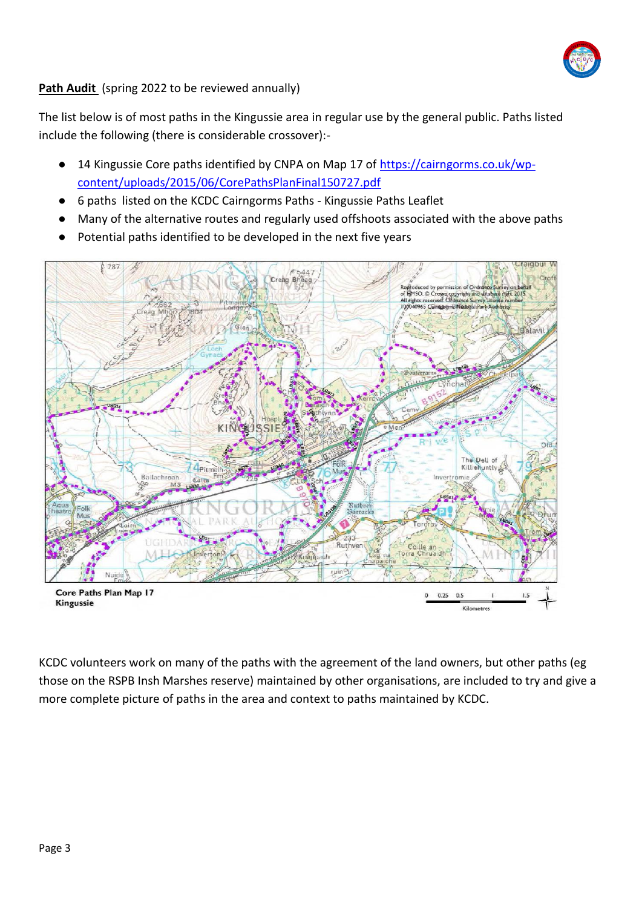**Path Audit** (spring 2022 to be reviewed annually)

The list below is of most paths in the Kingussie area in regular use by the general public. Paths listed include the following (there is considerable crossover):-

- 14 Kingussie Core paths identified by CNPA on Map 17 of https://cairngorms.co.uk/wp-content/uploads/2015/06/CorePathsPlanFinal150727.pdf
- 6 paths listed on the KCDC Cairngorms Paths - Kingussie Paths Leaflet
- Many of the alternative routes and regularly used offshoots associated with the above paths
- Potential paths identified to be developed in the next five years

Core Paths Plan Map 17
Kingussie

KCDC volunteers work on many of the paths with the agreement of the land owners, but other paths (eg those on the RSPB Insh Marshes reserve) maintained by other organisations, are included to try and give a more complete picture of paths in the area and context to paths maintained by KCDC.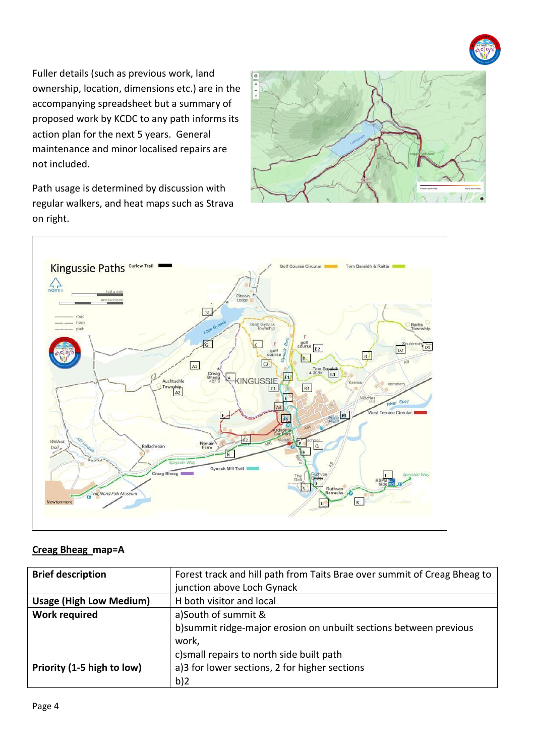Fuller details (such as previous work, land ownership, location, dimensions etc.) are in the accompanying spreadsheet but a summary of proposed work by KCDC to any path informs its action plan for the next 5 years. General maintenance and minor localised repairs are not included.

Path usage is determined by discussion with regular walkers, and heat maps such as Strava on right.

## Creag Bheag map=A

| **Brief description** | Forest track and hill path from Taits Brae over summit of Creag Bheag to junction above Loch Gynack |
|---|---|
| **Usage (High Low Medium)** | H both visitor and local |
| **Work required** | a)South of summit & <br> b)summit ridge-major erosion on unbuilt sections between previous work, <br> c)small repairs to north side built path |
| **Priority (1-5 high to low)** | a)3 for lower sections, 2 for higher sections <br> b)2 |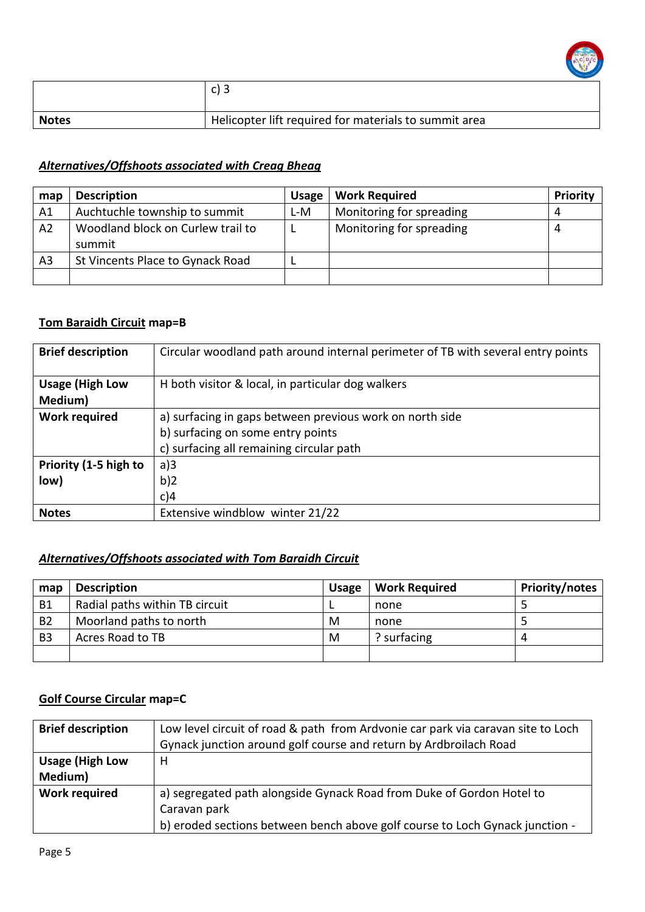| | c) 3 |
|---|---|
| **Notes** | Helicopter lift required for materials to summit area |

***Alternatives/Offshoots associated with Creag Bheag***

| map | Description | Usage | Work Required | Priority |
|---|---|---|---|---|
| A1 | Auchtuchle township to summit | L-M | Monitoring for spreading | 4 |
| A2 | Woodland block on Curlew trail to summit | L | Monitoring for spreading | 4 |
| A3 | St Vincents Place to Gynack Road | L | | |
| | | | | |

**Tom Baraidh Circuit map=B**

| **Brief description** | Circular woodland path around internal perimeter of TB with several entry points |
|---|---|
| **Usage (High Low Medium)** | H both visitor & local, in particular dog walkers |
| **Work required** | a) surfacing in gaps between previous work on north side<br>b) surfacing on some entry points<br>c) surfacing all remaining circular path |
| **Priority (1-5 high to low)** | a)3<br>b)2<br>c)4 |
| **Notes** | Extensive windblow winter 21/22 |

***Alternatives/Offshoots associated with Tom Baraidh Circuit***

| map | Description | Usage | Work Required | Priority/notes |
|---|---|---|---|---|
| B1 | Radial paths within TB circuit | L | none | 5 |
| B2 | Moorland paths to north | M | none | 5 |
| B3 | Acres Road to TB | M | ? surfacing | 4 |
| | | | | |

**Golf Course Circular map=C**

| **Brief description** | Low level circuit of road & path from Ardvonie car park via caravan site to Loch Gynack junction around golf course and return by Ardbroilach Road |
|---|---|
| **Usage (High Low Medium)** | H |
| **Work required** | a) segregated path alongside Gynack Road from Duke of Gordon Hotel to Caravan park<br>b) eroded sections between bench above golf course to Loch Gynack junction - |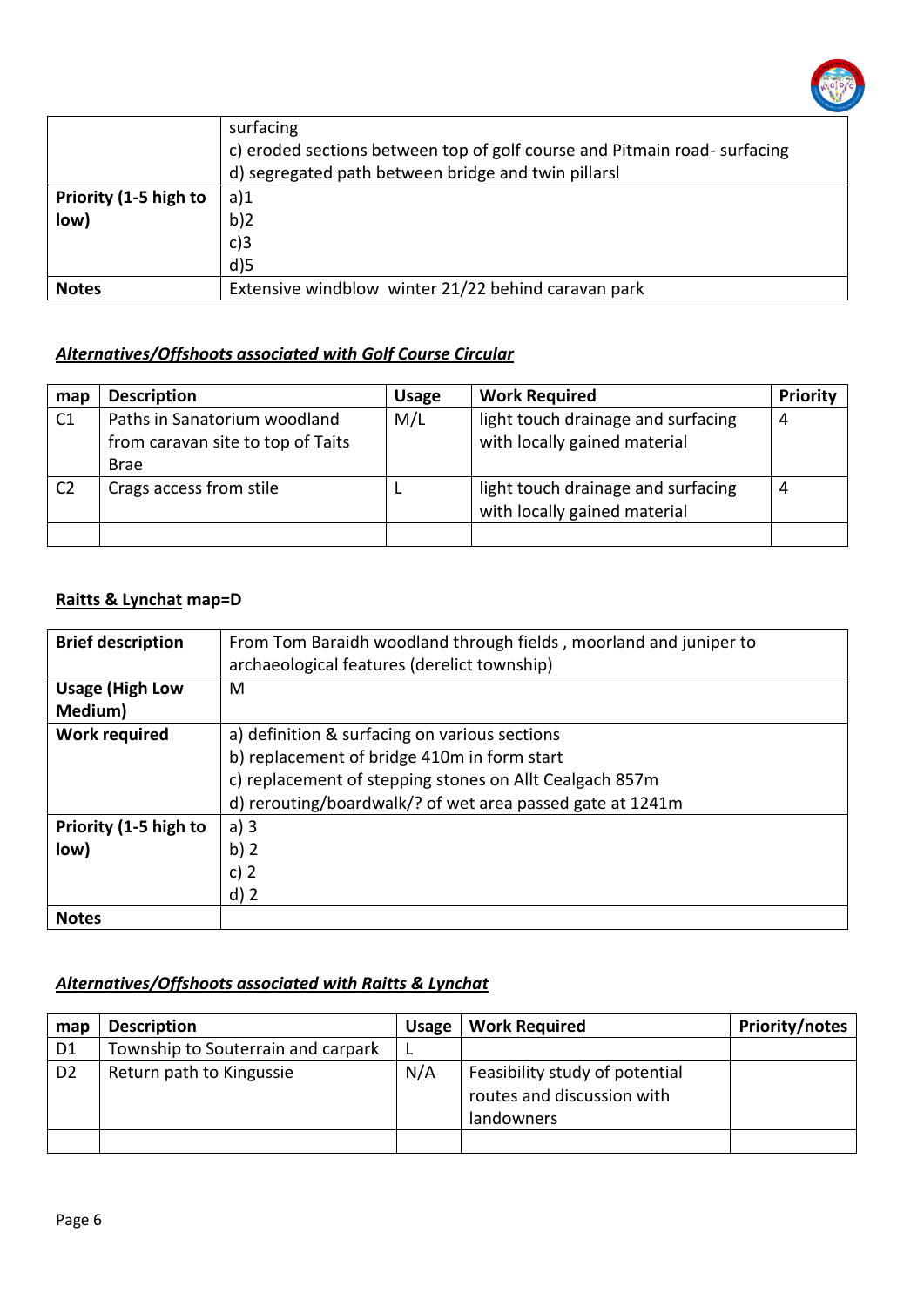| | |
|---|---|
| | surfacing<br>c) eroded sections between top of golf course and Pitmain road- surfacing<br>d) segregated path between bridge and twin pillarsl |
| **Priority (1-5 high to low)** | a)1<br>b)2<br>c)3<br>d)5 |
| **Notes** | Extensive windblow winter 21/22 behind caravan park |

### ***Alternatives/Offshoots associated with Golf Course Circular***

| map | Description | Usage | Work Required | Priority |
|---|---|---|---|---|
| C1 | Paths in Sanatorium woodland from caravan site to top of Taits Brae | M/L | light touch drainage and surfacing with locally gained material | 4 |
| C2 | Crags access from stile | L | light touch drainage and surfacing with locally gained material | 4 |
| | | | | |

### **Raitts & Lynchat map=D**

| | |
|---|---|
| **Brief description** | From Tom Baraidh woodland through fields , moorland and juniper to archaeological features (derelict township) |
| **Usage (High Low Medium)** | M |
| **Work required** | a) definition & surfacing on various sections<br>b) replacement of bridge 410m in form start<br>c) replacement of stepping stones on Allt Cealgach 857m<br>d) rerouting/boardwalk/? of wet area passed gate at 1241m |
| **Priority (1-5 high to low)** | a) 3<br>b) 2<br>c) 2<br>d) 2 |
| **Notes** | |

### ***Alternatives/Offshoots associated with Raitts & Lynchat***

| map | Description | Usage | Work Required | Priority/notes |
|---|---|---|---|---|
| D1 | Township to Souterrain and carpark | L | | |
| D2 | Return path to Kingussie | N/A | Feasibility study of potential routes and discussion with landowners | |
| | | | | |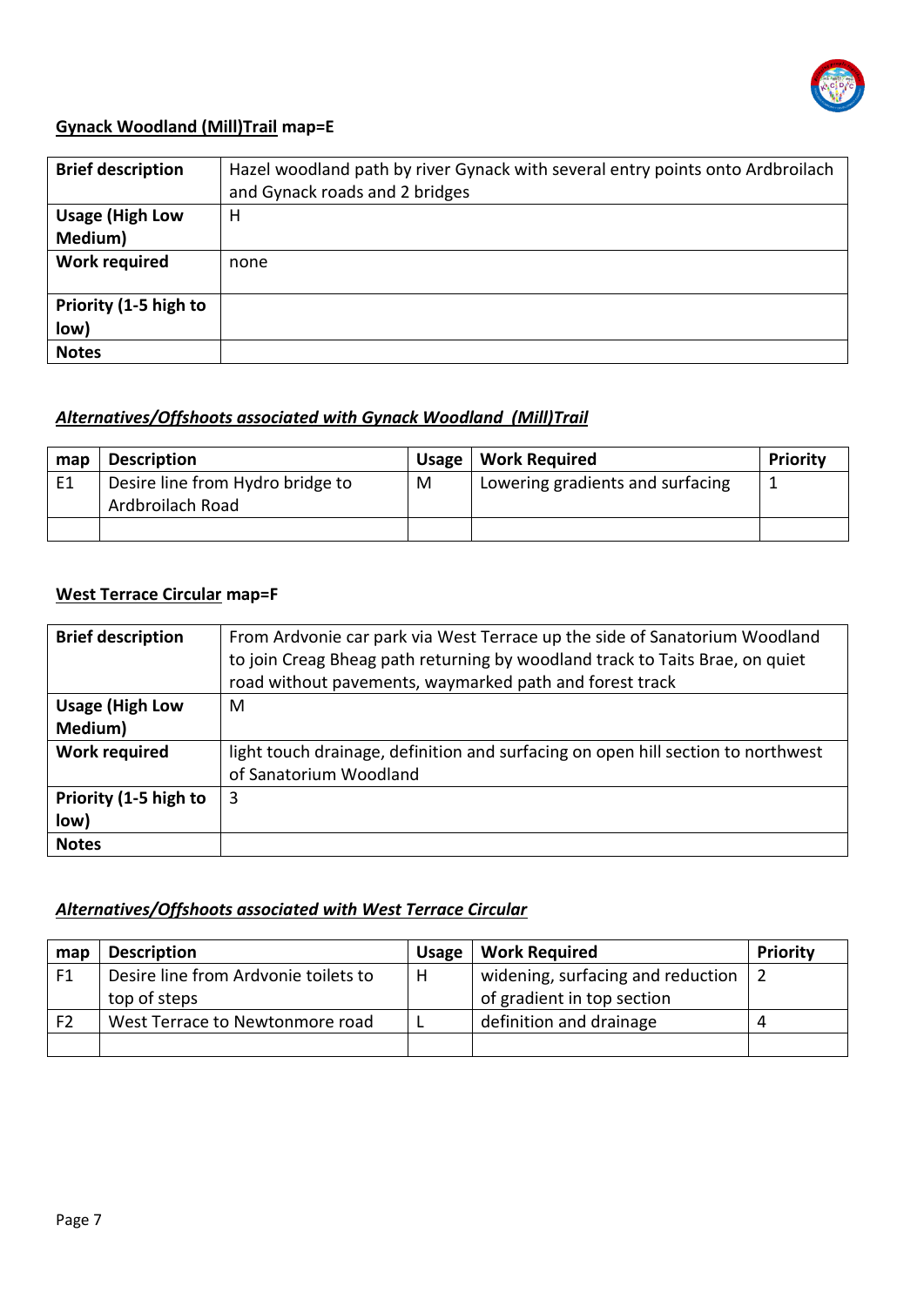**<u>Gynack Woodland (Mill)Trail</u> map=E**

| Brief description | Hazel woodland path by river Gynack with several entry points onto Ardbroilach and Gynack roads and 2 bridges |
|---|---|
| **Usage (High Low Medium)** | H |
| **Work required** | none |
| **Priority (1-5 high to low)** | |
| **Notes** | |

***<u>Alternatives/Offshoots associated with Gynack Woodland (Mill)Trail</u>***

| map | Description | Usage | Work Required | Priority |
|---|---|---|---|---|
| E1 | Desire line from Hydro bridge to Ardbroilach Road | M | Lowering gradients and surfacing | 1 |
| | | | | |

**<u>West Terrace Circular</u> map=F**

| Brief description | From Ardvonie car park via West Terrace up the side of Sanatorium Woodland to join Creag Bheag path returning by woodland track to Taits Brae, on quiet road without pavements, waymarked path and forest track |
|---|---|
| **Usage (High Low Medium)** | M |
| **Work required** | light touch drainage, definition and surfacing on open hill section to northwest of Sanatorium Woodland |
| **Priority (1-5 high to low)** | 3 |
| **Notes** | |

***<u>Alternatives/Offshoots associated with West Terrace Circular</u>***

| map | Description | Usage | Work Required | Priority |
|---|---|---|---|---|
| F1 | Desire line from Ardvonie toilets to top of steps | H | widening, surfacing and reduction of gradient in top section | 2 |
| F2 | West Terrace to Newtonmore road | L | definition and drainage | 4 |
| | | | | |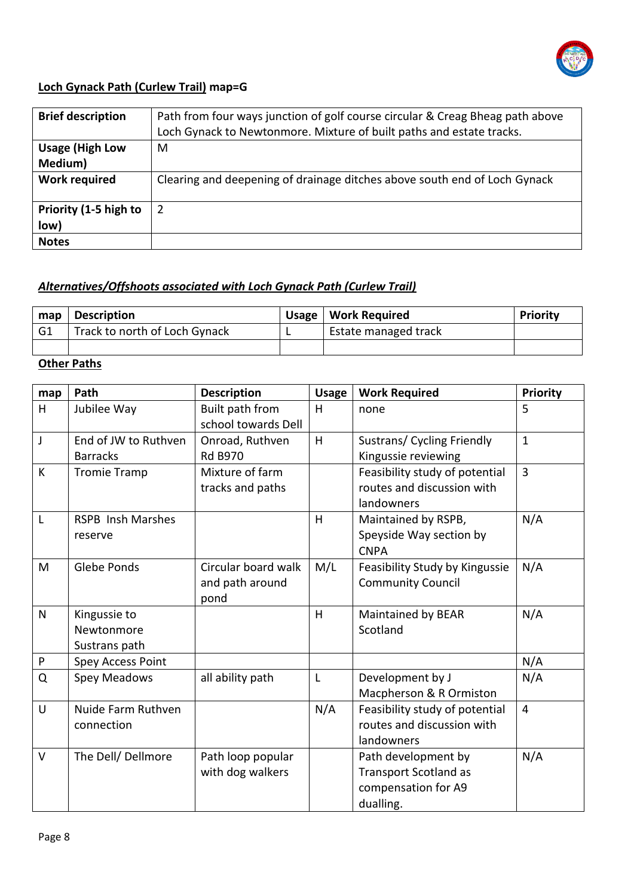**<u>Loch Gynack Path (Curlew Trail)</u> map=G**

| **Brief description** | Path from four ways junction of golf course circular & Creag Bheag path above Loch Gynack to Newtonmore. Mixture of built paths and estate tracks. |
|---|---|
| **Usage (High Low Medium)** | M |
| **Work required** | Clearing and deepening of drainage ditches above south end of Loch Gynack |
| **Priority (1-5 high to low)** | 2 |
| **Notes** | |

***<u>Alternatives/Offshoots associated with Loch Gynack Path (Curlew Trail)</u>***

| map | Description | Usage | Work Required | Priority |
|---|---|---|---|---|
| G1 | Track to north of Loch Gynack | L | Estate managed track | |
| | | | | |

**<u>Other Paths</u>**

| map | Path | Description | Usage | Work Required | Priority |
|---|---|---|---|---|---|
| H | Jubilee Way | Built path from school towards Dell | H | none | 5 |
| J | End of JW to Ruthven Barracks | Onroad, Ruthven Rd B970 | H | Sustrans/ Cycling Friendly Kingussie reviewing | 1 |
| K | Tromie Tramp | Mixture of farm tracks and paths | | Feasibility study of potential routes and discussion with landowners | 3 |
| L | RSPB Insh Marshes reserve | | H | Maintained by RSPB, Speyside Way section by CNPA | N/A |
| M | Glebe Ponds | Circular board walk and path around pond | M/L | Feasibility Study by Kingussie Community Council | N/A |
| N | Kingussie to Newtonmore Sustrans path | | H | Maintained by BEAR Scotland | N/A |
| P | Spey Access Point | | | | N/A |
| Q | Spey Meadows | all ability path | L | Development by J Macpherson & R Ormiston | N/A |
| U | Nuide Farm Ruthven connection | | N/A | Feasibility study of potential routes and discussion with landowners | 4 |
| V | The Dell/ Dellmore | Path loop popular with dog walkers | | Path development by Transport Scotland as compensation for A9 dualling. | N/A |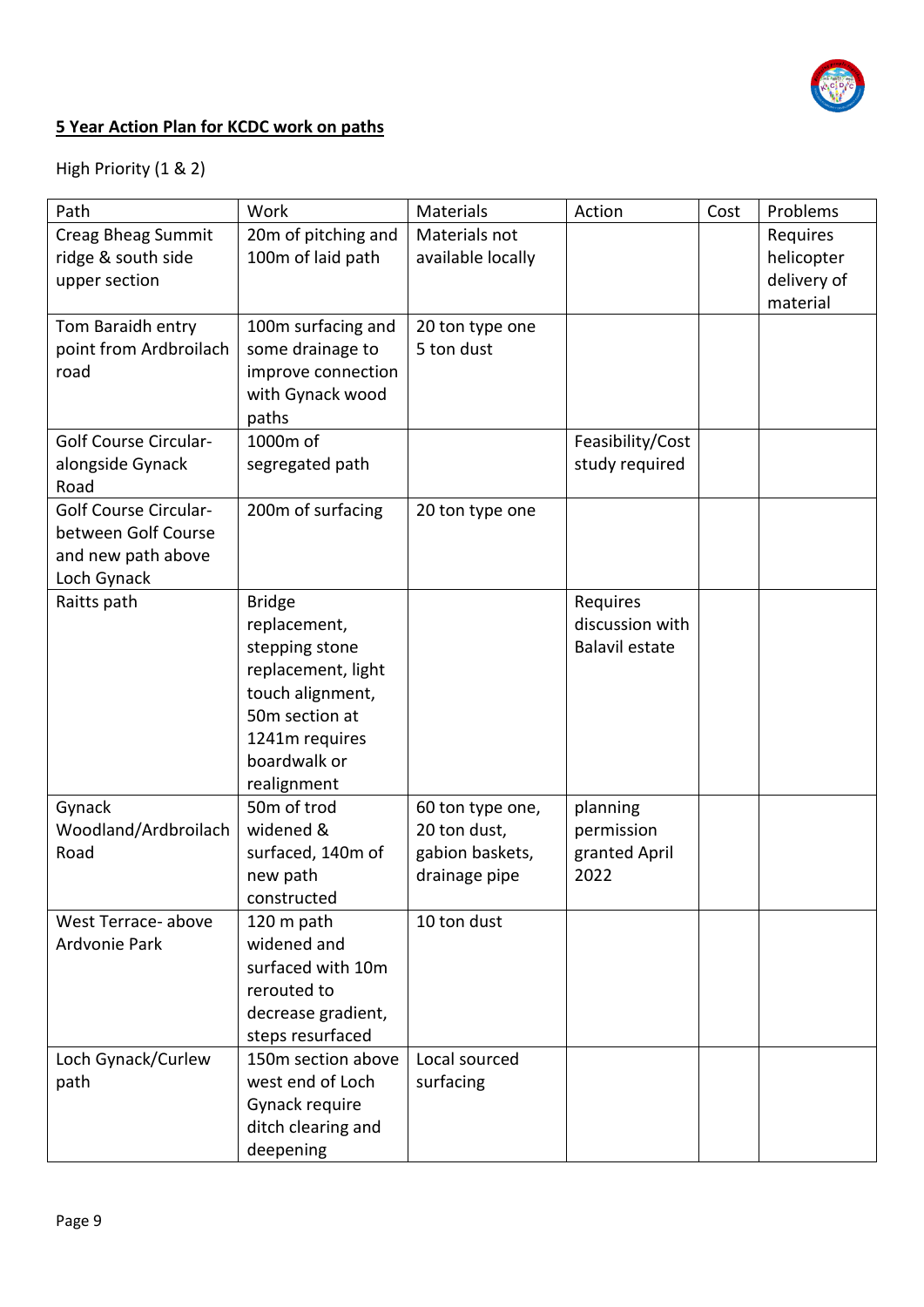**5 Year Action Plan for KCDC work on paths**

High Priority (1 & 2)

| Path | Work | Materials | Action | Cost | Problems |
|---|---|---|---|---|---|
| Creag Bheag Summit ridge & south side upper section | 20m of pitching and 100m of laid path | Materials not available locally | | | Requires helicopter delivery of material |
| Tom Baraidh entry point from Ardbroilach road | 100m surfacing and some drainage to improve connection with Gynack wood paths | 20 ton type one 5 ton dust | | | |
| Golf Course Circular- alongside Gynack Road | 1000m of segregated path | | Feasibility/Cost study required | | |
| Golf Course Circular- between Golf Course and new path above Loch Gynack | 200m of surfacing | 20 ton type one | | | |
| Raitts path | Bridge replacement, stepping stone replacement, light touch alignment, 50m section at 1241m requires boardwalk or realignment | | Requires discussion with Balavil estate | | |
| Gynack Woodland/Ardbroilach Road | 50m of trod widened & surfaced, 140m of new path constructed | 60 ton type one, 20 ton dust, gabion baskets, drainage pipe | planning permission granted April 2022 | | |
| West Terrace- above Ardvonie Park | 120 m path widened and surfaced with 10m rerouted to decrease gradient, steps resurfaced | 10 ton dust | | | |
| Loch Gynack/Curlew path | 150m section above west end of Loch Gynack require ditch clearing and deepening | Local sourced surfacing | | | |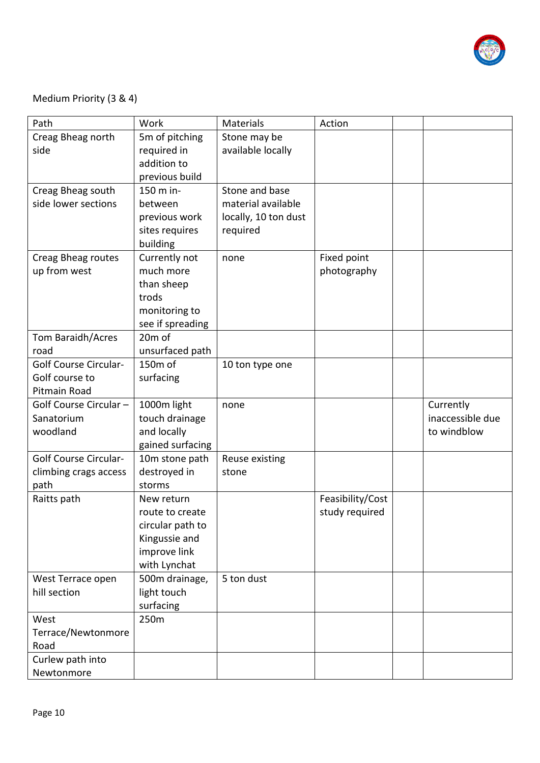Medium Priority (3 & 4)

| Path | Work | Materials | Action | | |
|---|---|---|---|---|---|
| Creag Bheag north side | 5m of pitching required in addition to previous build | Stone may be available locally | | | |
| Creag Bheag south side lower sections | 150 m in-between previous work sites requires building | Stone and base material available locally, 10 ton dust required | | | |
| Creag Bheag routes up from west | Currently not much more than sheep trods monitoring to see if spreading | none | Fixed point photography | | |
| Tom Baraidh/Acres road | 20m of unsurfaced path | | | | |
| Golf Course Circular- Golf course to Pitmain Road | 150m of surfacing | 10 ton type one | | | |
| Golf Course Circular – Sanatorium woodland | 1000m light touch drainage and locally gained surfacing | none | | | Currently inaccessible due to windblow |
| Golf Course Circular- climbing crags access path | 10m stone path destroyed in storms | Reuse existing stone | | | |
| Raitts path | New return route to create circular path to Kingussie and improve link with Lynchat | | Feasibility/Cost study required | | |
| West Terrace open hill section | 500m drainage, light touch surfacing | 5 ton dust | | | |
| West Terrace/Newtonmore Road | 250m | | | | |
| Curlew path into Newtonmore | | | | | |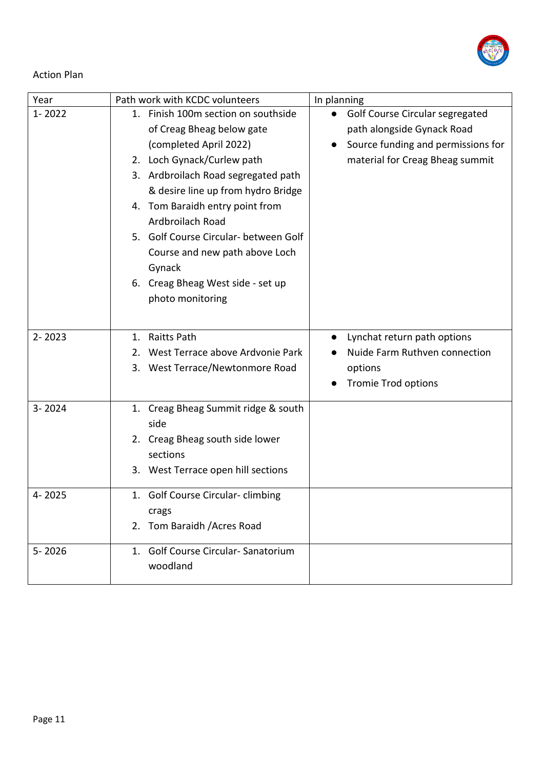Action Plan

| Year | Path work with KCDC volunteers | In planning |
|---|---|---|
| 1- 2022 | 1. Finish 100m section on southside of Creag Bheag below gate (completed April 2022)<br>2. Loch Gynack/Curlew path<br>3. Ardbroilach Road segregated path & desire line up from hydro Bridge<br>4. Tom Baraidh entry point from Ardbroilach Road<br>5. Golf Course Circular- between Golf Course and new path above Loch Gynack<br>6. Creag Bheag West side - set up photo monitoring | • Golf Course Circular segregated path alongside Gynack Road<br>• Source funding and permissions for material for Creag Bheag summit |
| 2- 2023 | 1. Raitts Path<br>2. West Terrace above Ardvonie Park<br>3. West Terrace/Newtonmore Road | • Lynchat return path options<br>• Nuide Farm Ruthven connection options<br>• Tromie Trod options |
| 3- 2024 | 1. Creag Bheag Summit ridge & south side<br>2. Creag Bheag south side lower sections<br>3. West Terrace open hill sections | |
| 4- 2025 | 1. Golf Course Circular- climbing crags<br>2. Tom Baraidh /Acres Road | |
| 5- 2026 | 1. Golf Course Circular- Sanatorium woodland | |